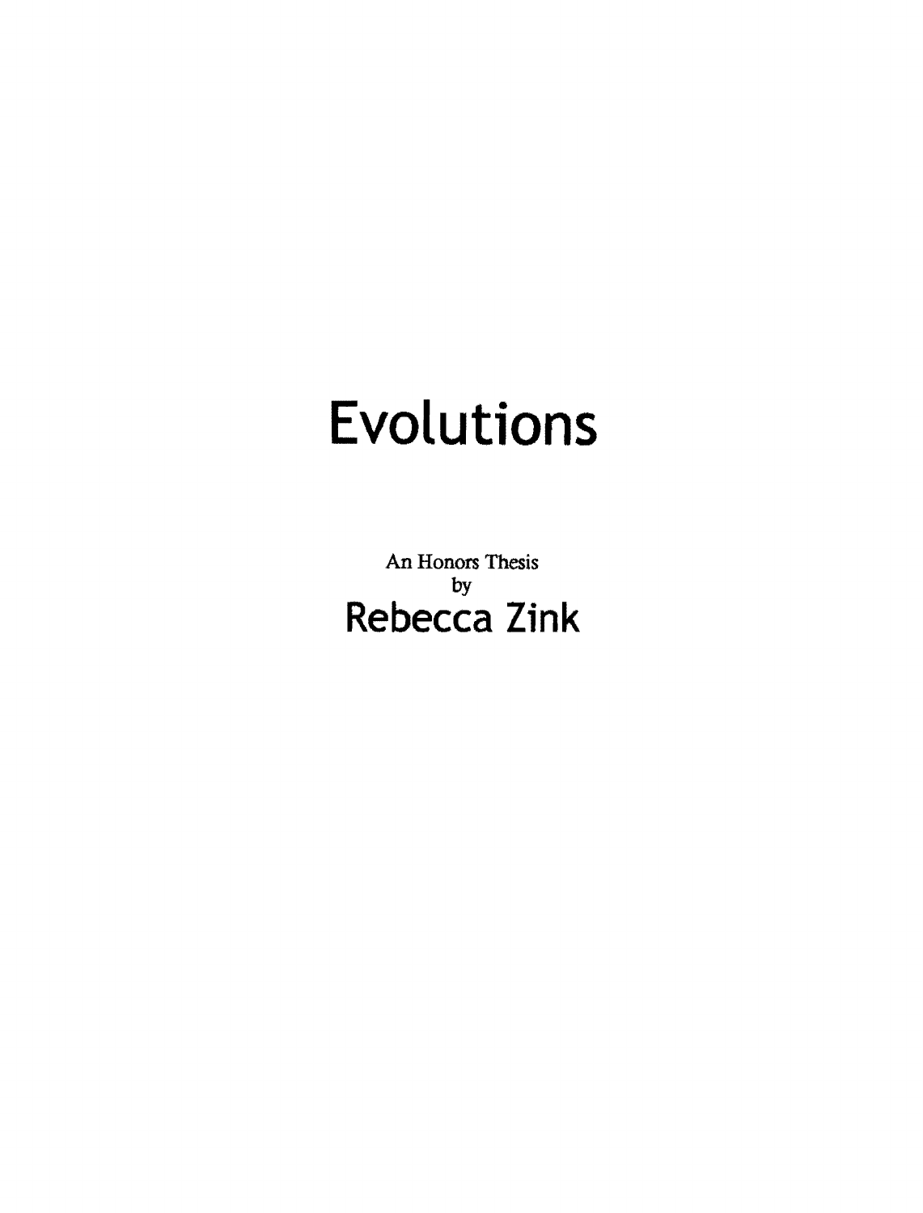# Evolutions

An Honors Thesis
by

## Rebecca Zink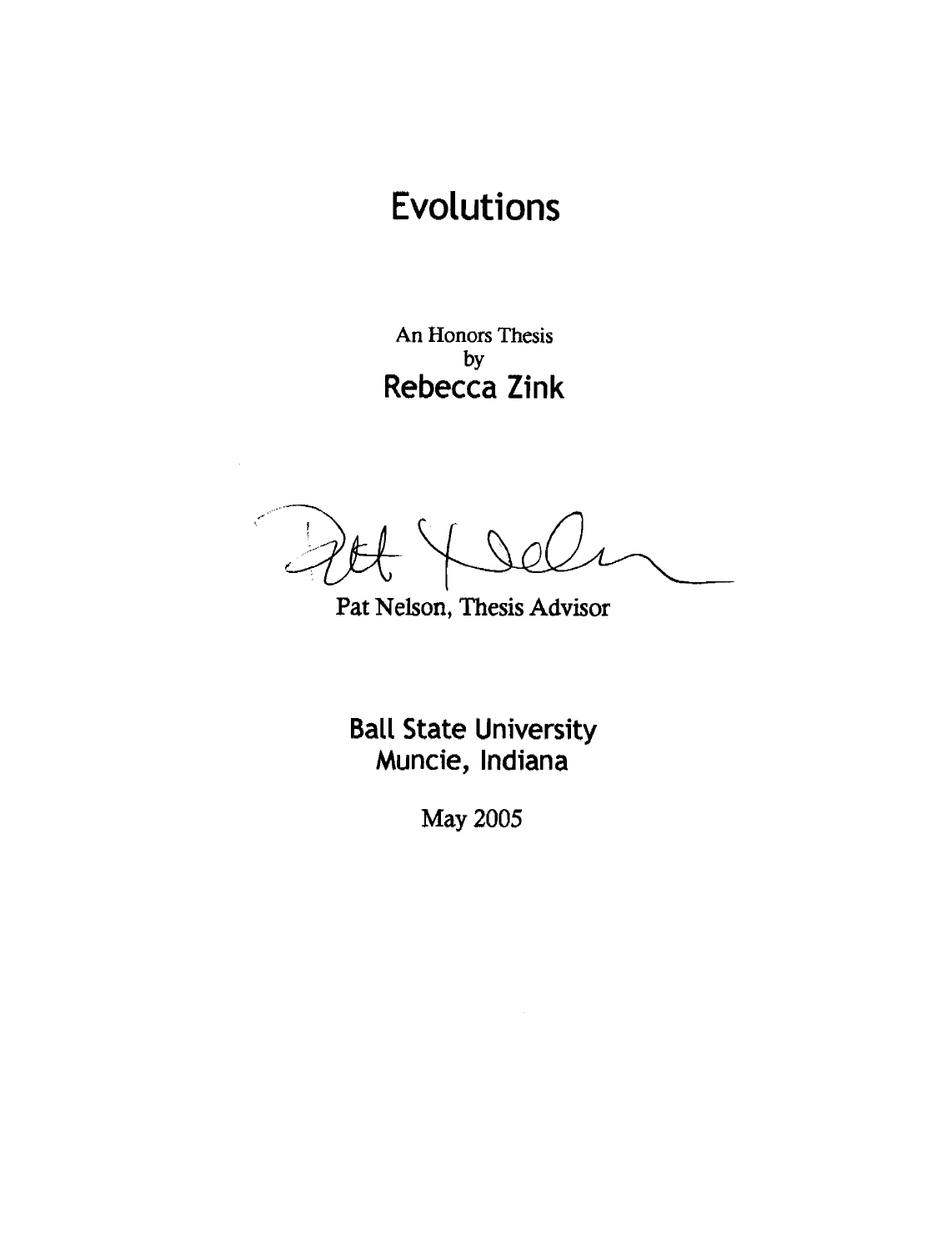# Evolutions

An Honors Thesis
by
**Rebecca Zink**

Pat Nelson, Thesis Advisor

**Ball State University**
**Muncie, Indiana**

May 2005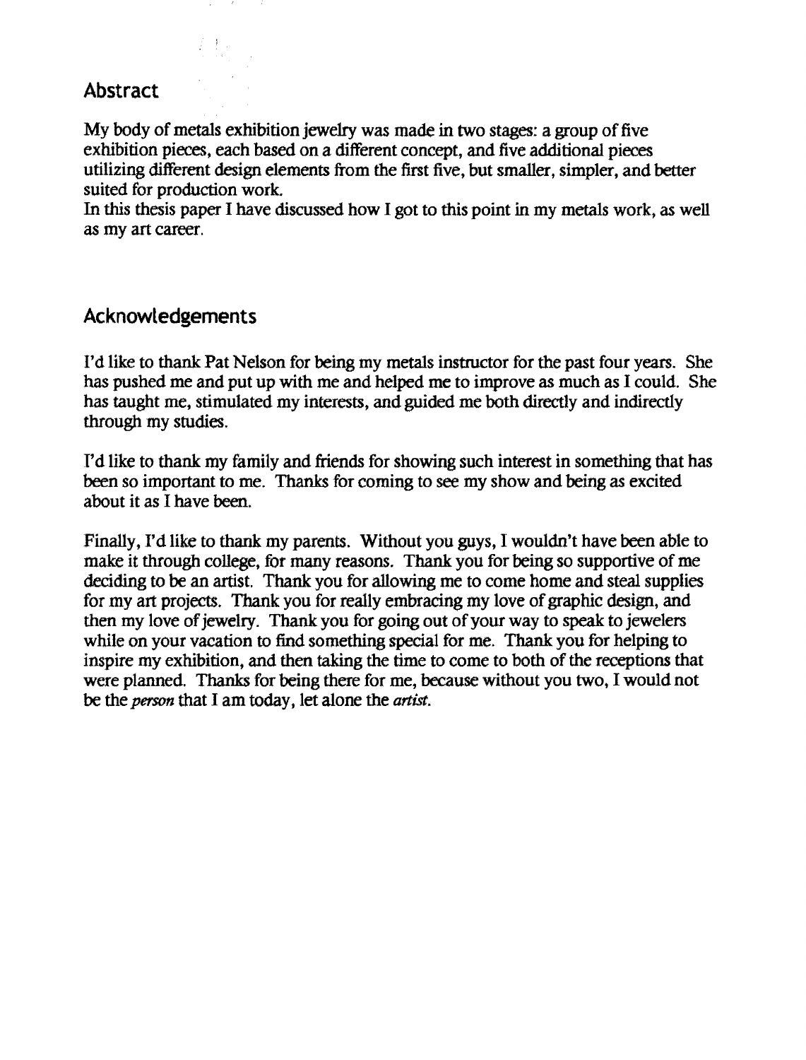## Abstract

My body of metals exhibition jewelry was made in two stages: a group of five exhibition pieces, each based on a different concept, and five additional pieces utilizing different design elements from the first five, but smaller, simpler, and better suited for production work.
In this thesis paper I have discussed how I got to this point in my metals work, as well as my art career.

## Acknowledgements

I'd like to thank Pat Nelson for being my metals instructor for the past four years. She has pushed me and put up with me and helped me to improve as much as I could. She has taught me, stimulated my interests, and guided me both directly and indirectly through my studies.

I'd like to thank my family and friends for showing such interest in something that has been so important to me. Thanks for coming to see my show and being as excited about it as I have been.

Finally, I'd like to thank my parents. Without you guys, I wouldn't have been able to make it through college, for many reasons. Thank you for being so supportive of me deciding to be an artist. Thank you for allowing me to come home and steal supplies for my art projects. Thank you for really embracing my love of graphic design, and then my love of jewelry. Thank you for going out of your way to speak to jewelers while on your vacation to find something special for me. Thank you for helping to inspire my exhibition, and then taking the time to come to both of the receptions that were planned. Thanks for being there for me, because without you two, I would not be the *person* that I am today, let alone the *artist*.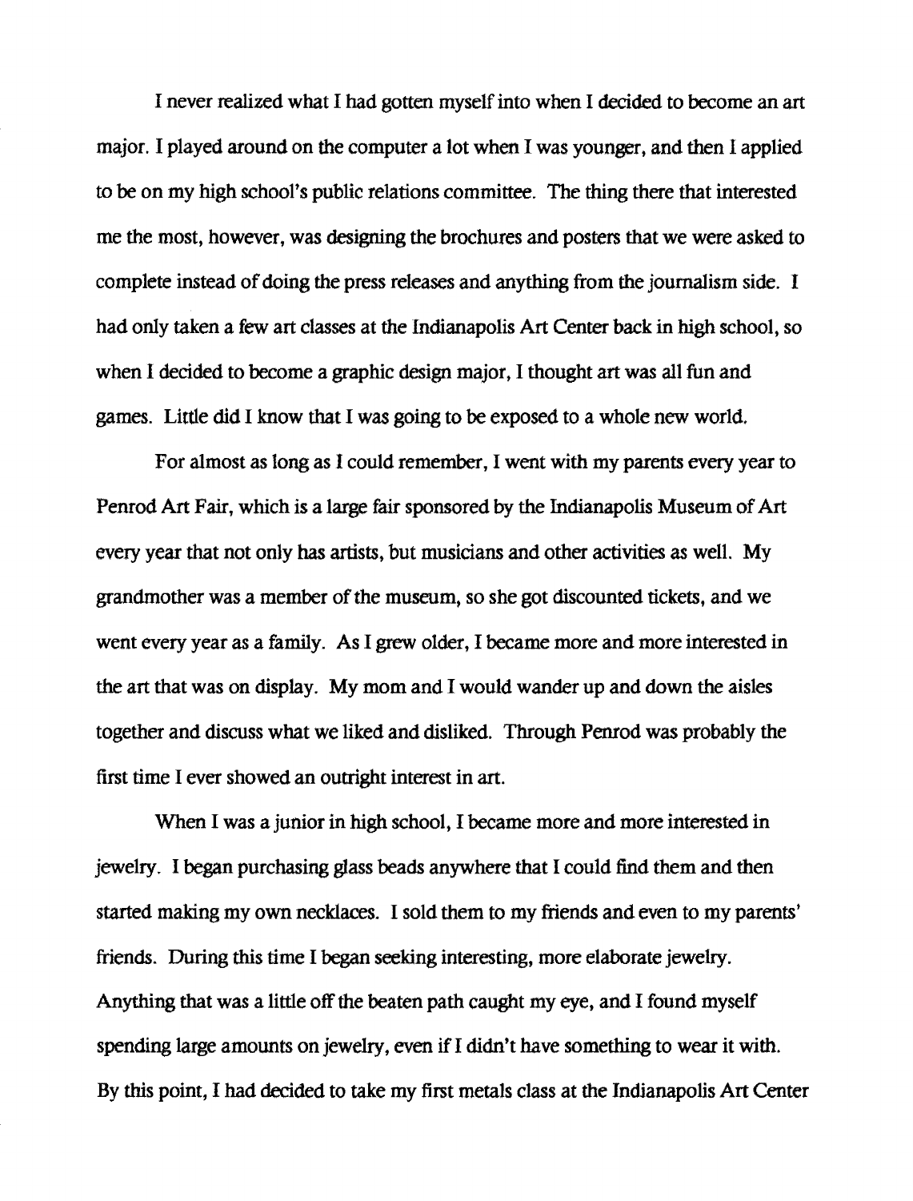I never realized what I had gotten myself into when I decided to become an art major. I played around on the computer a lot when I was younger, and then I applied to be on my high school's public relations committee. The thing there that interested me the most, however, was designing the brochures and posters that we were asked to complete instead of doing the press releases and anything from the journalism side. I had only taken a few art classes at the Indianapolis Art Center back in high school, so when I decided to become a graphic design major, I thought art was all fun and games. Little did I know that I was going to be exposed to a whole new world.

For almost as long as I could remember, I went with my parents every year to Penrod Art Fair, which is a large fair sponsored by the Indianapolis Museum of Art every year that not only has artists, but musicians and other activities as well. My grandmother was a member of the museum, so she got discounted tickets, and we went every year as a family. As I grew older, I became more and more interested in the art that was on display. My mom and I would wander up and down the aisles together and discuss what we liked and disliked. Through Penrod was probably the first time I ever showed an outright interest in art.

When I was a junior in high school, I became more and more interested in jewelry. I began purchasing glass beads anywhere that I could find them and then started making my own necklaces. I sold them to my friends and even to my parents' friends. During this time I began seeking interesting, more elaborate jewelry. Anything that was a little off the beaten path caught my eye, and I found myself spending large amounts on jewelry, even if I didn't have something to wear it with. By this point, I had decided to take my first metals class at the Indianapolis Art Center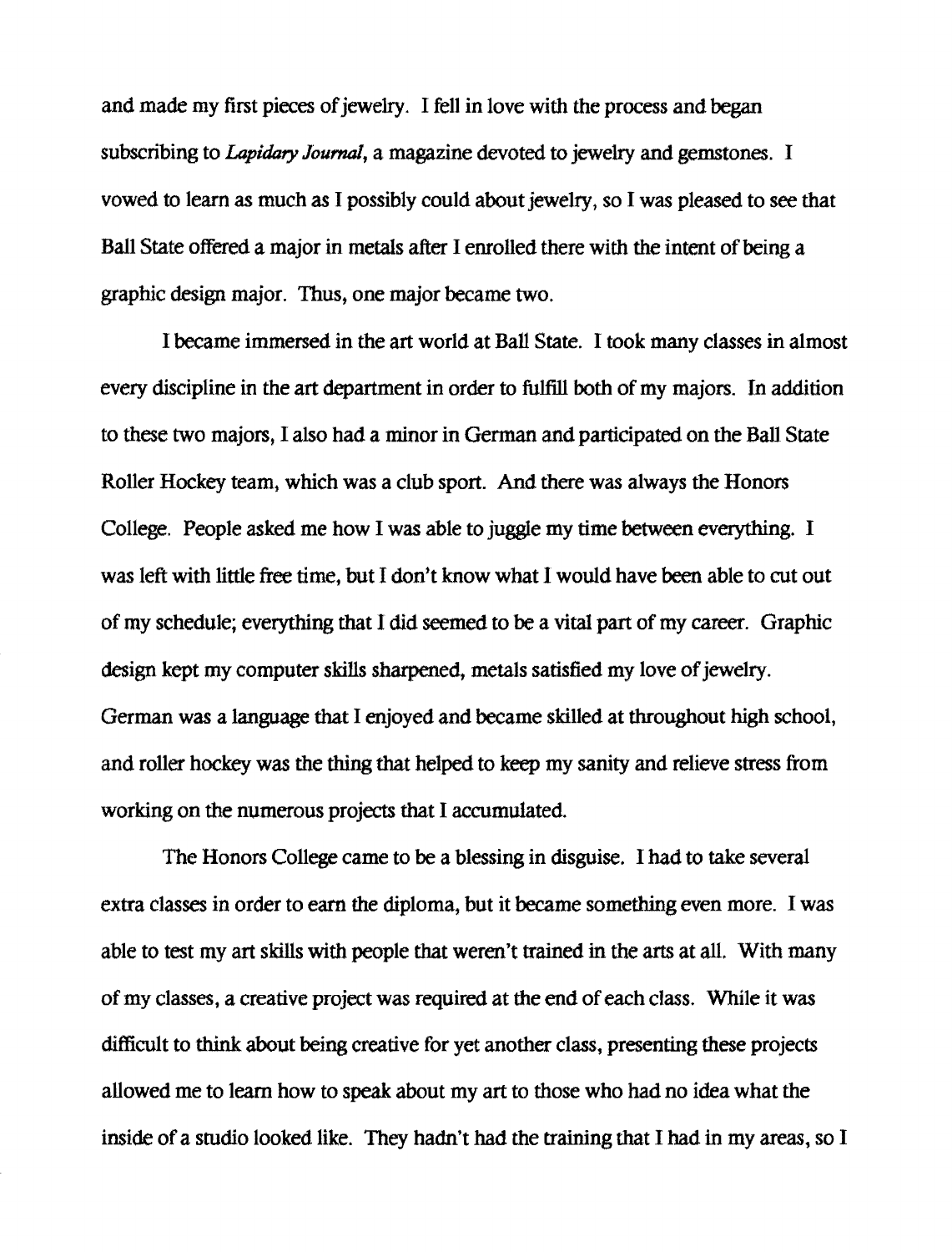and made my first pieces of jewelry. I fell in love with the process and began subscribing to *Lapidary Journal*, a magazine devoted to jewelry and gemstones. I vowed to learn as much as I possibly could about jewelry, so I was pleased to see that Ball State offered a major in metals after I enrolled there with the intent of being a graphic design major. Thus, one major became two.

I became immersed in the art world at Ball State. I took many classes in almost every discipline in the art department in order to fulfill both of my majors. In addition to these two majors, I also had a minor in German and participated on the Ball State Roller Hockey team, which was a club sport. And there was always the Honors College. People asked me how I was able to juggle my time between everything. I was left with little free time, but I don't know what I would have been able to cut out of my schedule; everything that I did seemed to be a vital part of my career. Graphic design kept my computer skills sharpened, metals satisfied my love of jewelry. German was a language that I enjoyed and became skilled at throughout high school, and roller hockey was the thing that helped to keep my sanity and relieve stress from working on the numerous projects that I accumulated.

The Honors College came to be a blessing in disguise. I had to take several extra classes in order to earn the diploma, but it became something even more. I was able to test my art skills with people that weren't trained in the arts at all. With many of my classes, a creative project was required at the end of each class. While it was difficult to think about being creative for yet another class, presenting these projects allowed me to learn how to speak about my art to those who had no idea what the inside of a studio looked like. They hadn't had the training that I had in my areas, so I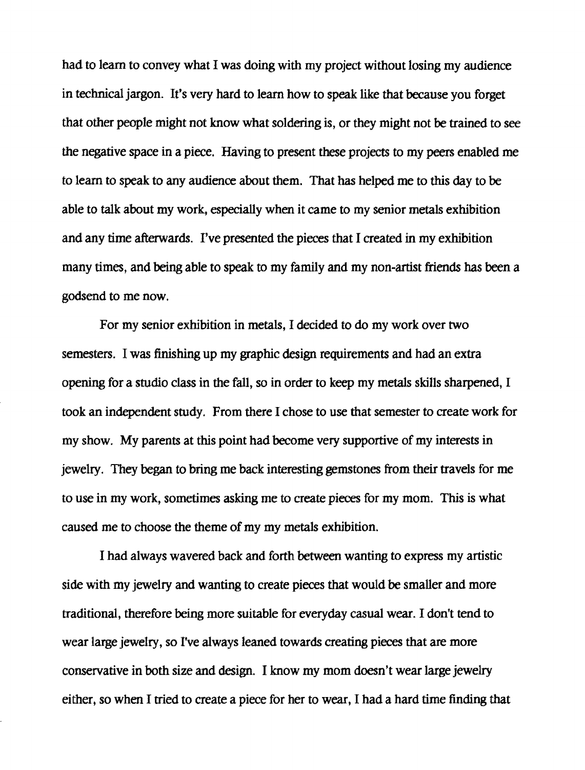had to learn to convey what I was doing with my project without losing my audience in technical jargon. It's very hard to learn how to speak like that because you forget that other people might not know what soldering is, or they might not be trained to see the negative space in a piece. Having to present these projects to my peers enabled me to learn to speak to any audience about them. That has helped me to this day to be able to talk about my work, especially when it came to my senior metals exhibition and any time afterwards. I've presented the pieces that I created in my exhibition many times, and being able to speak to my family and my non-artist friends has been a godsend to me now.

For my senior exhibition in metals, I decided to do my work over two semesters. I was finishing up my graphic design requirements and had an extra opening for a studio class in the fall, so in order to keep my metals skills sharpened, I took an independent study. From there I chose to use that semester to create work for my show. My parents at this point had become very supportive of my interests in jewelry. They began to bring me back interesting gemstones from their travels for me to use in my work, sometimes asking me to create pieces for my mom. This is what caused me to choose the theme of my my metals exhibition.

I had always wavered back and forth between wanting to express my artistic side with my jewelry and wanting to create pieces that would be smaller and more traditional, therefore being more suitable for everyday casual wear. I don't tend to wear large jewelry, so I've always leaned towards creating pieces that are more conservative in both size and design. I know my mom doesn't wear large jewelry either, so when I tried to create a piece for her to wear, I had a hard time finding that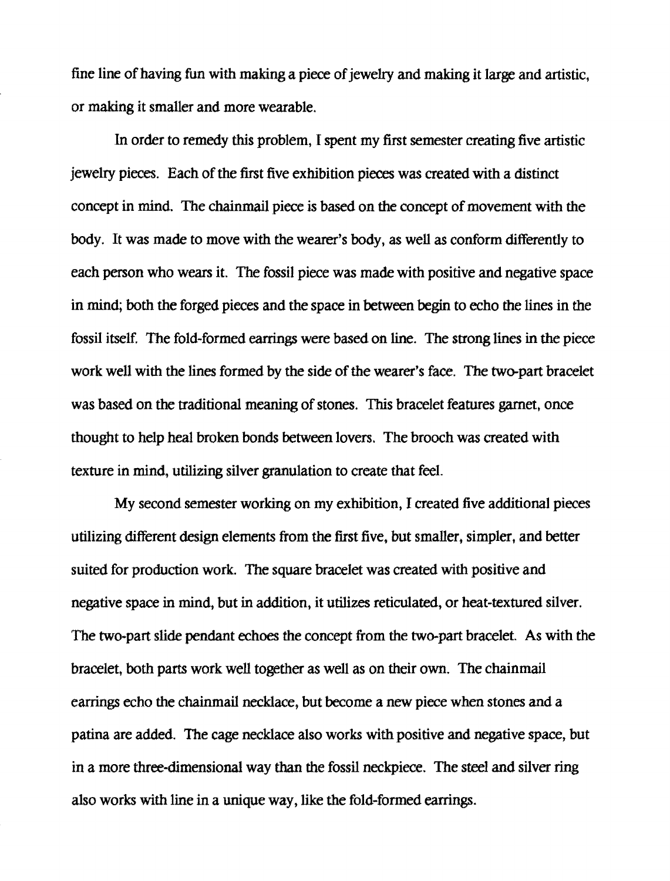fine line of having fun with making a piece of jewelry and making it large and artistic, or making it smaller and more wearable.

In order to remedy this problem, I spent my first semester creating five artistic jewelry pieces. Each of the first five exhibition pieces was created with a distinct concept in mind. The chainmail piece is based on the concept of movement with the body. It was made to move with the wearer's body, as well as conform differently to each person who wears it. The fossil piece was made with positive and negative space in mind; both the forged pieces and the space in between begin to echo the lines in the fossil itself. The fold-formed earrings were based on line. The strong lines in the piece work well with the lines formed by the side of the wearer's face. The two-part bracelet was based on the traditional meaning of stones. This bracelet features garnet, once thought to help heal broken bonds between lovers. The brooch was created with texture in mind, utilizing silver granulation to create that feel.

My second semester working on my exhibition, I created five additional pieces utilizing different design elements from the first five, but smaller, simpler, and better suited for production work. The square bracelet was created with positive and negative space in mind, but in addition, it utilizes reticulated, or heat-textured silver. The two-part slide pendant echoes the concept from the two-part bracelet. As with the bracelet, both parts work well together as well as on their own. The chainmail earrings echo the chainmail necklace, but become a new piece when stones and a patina are added. The cage necklace also works with positive and negative space, but in a more three-dimensional way than the fossil neckpiece. The steel and silver ring also works with line in a unique way, like the fold-formed earrings.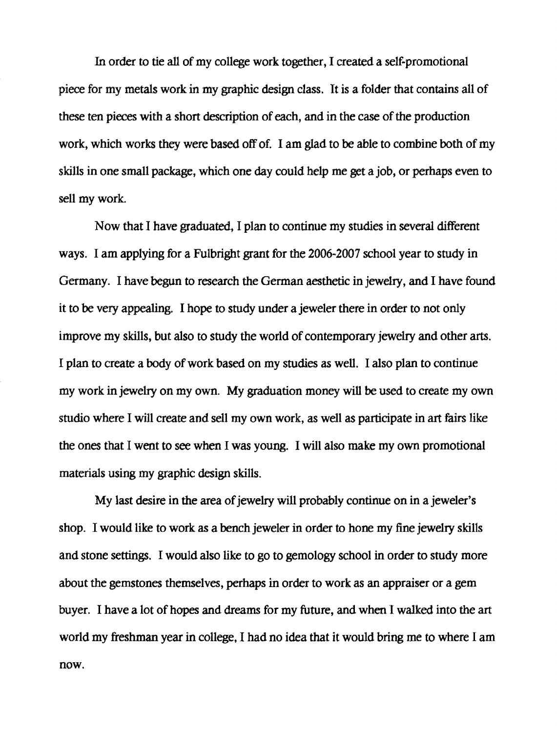In order to tie all of my college work together, I created a self-promotional piece for my metals work in my graphic design class. It is a folder that contains all of these ten pieces with a short description of each, and in the case of the production work, which works they were based off of. I am glad to be able to combine both of my skills in one small package, which one day could help me get a job, or perhaps even to sell my work.

Now that I have graduated, I plan to continue my studies in several different ways. I am applying for a Fulbright grant for the 2006-2007 school year to study in Germany. I have begun to research the German aesthetic in jewelry, and I have found it to be very appealing. I hope to study under a jeweler there in order to not only improve my skills, but also to study the world of contemporary jewelry and other arts. I plan to create a body of work based on my studies as well. I also plan to continue my work in jewelry on my own. My graduation money will be used to create my own studio where I will create and sell my own work, as well as participate in art fairs like the ones that I went to see when I was young. I will also make my own promotional materials using my graphic design skills.

My last desire in the area of jewelry will probably continue on in a jeweler's shop. I would like to work as a bench jeweler in order to hone my fine jewelry skills and stone settings. I would also like to go to gemology school in order to study more about the gemstones themselves, perhaps in order to work as an appraiser or a gem buyer. I have a lot of hopes and dreams for my future, and when I walked into the art world my freshman year in college, I had no idea that it would bring me to where I am now.